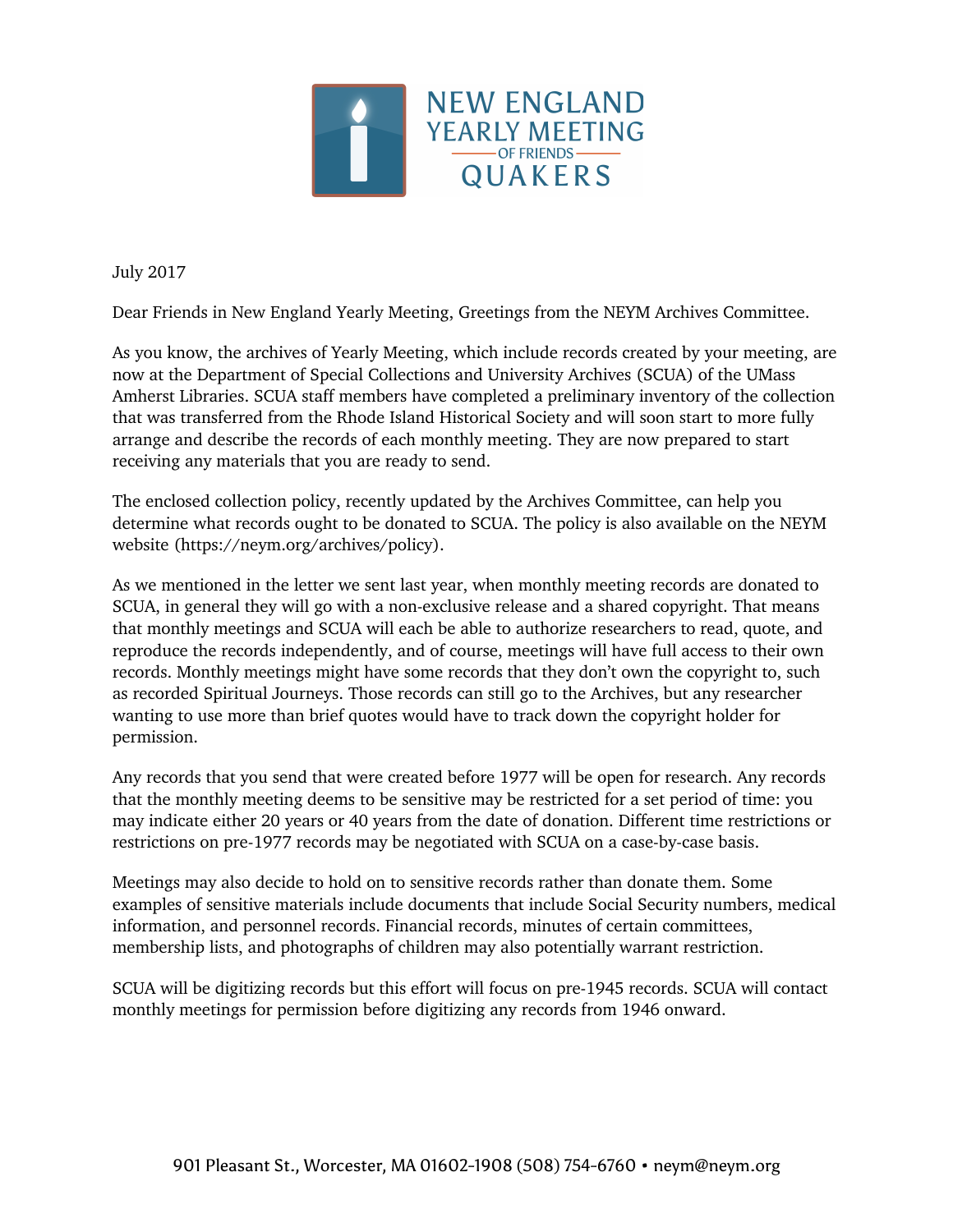NEW ENGLAND YEARLY MEETING OF FRIENDS QUAKERS

July 2017

Dear Friends in New England Yearly Meeting, Greetings from the NEYM Archives Committee.

As you know, the archives of Yearly Meeting, which include records created by your meeting, are now at the Department of Special Collections and University Archives (SCUA) of the UMass Amherst Libraries. SCUA staff members have completed a preliminary inventory of the collection that was transferred from the Rhode Island Historical Society and will soon start to more fully arrange and describe the records of each monthly meeting. They are now prepared to start receiving any materials that you are ready to send.

The enclosed collection policy, recently updated by the Archives Committee, can help you determine what records ought to be donated to SCUA. The policy is also available on the NEYM website (https://neym.org/archives/policy).

As we mentioned in the letter we sent last year, when monthly meeting records are donated to SCUA, in general they will go with a non-exclusive release and a shared copyright. That means that monthly meetings and SCUA will each be able to authorize researchers to read, quote, and reproduce the records independently, and of course, meetings will have full access to their own records. Monthly meetings might have some records that they don't own the copyright to, such as recorded Spiritual Journeys. Those records can still go to the Archives, but any researcher wanting to use more than brief quotes would have to track down the copyright holder for permission.

Any records that you send that were created before 1977 will be open for research. Any records that the monthly meeting deems to be sensitive may be restricted for a set period of time: you may indicate either 20 years or 40 years from the date of donation. Different time restrictions or restrictions on pre-1977 records may be negotiated with SCUA on a case-by-case basis.

Meetings may also decide to hold on to sensitive records rather than donate them. Some examples of sensitive materials include documents that include Social Security numbers, medical information, and personnel records. Financial records, minutes of certain committees, membership lists, and photographs of children may also potentially warrant restriction.

SCUA will be digitizing records but this effort will focus on pre-1945 records. SCUA will contact monthly meetings for permission before digitizing any records from 1946 onward.

901 Pleasant St., Worcester, MA 01602-1908 (508) 754-6760 • neym@neym.org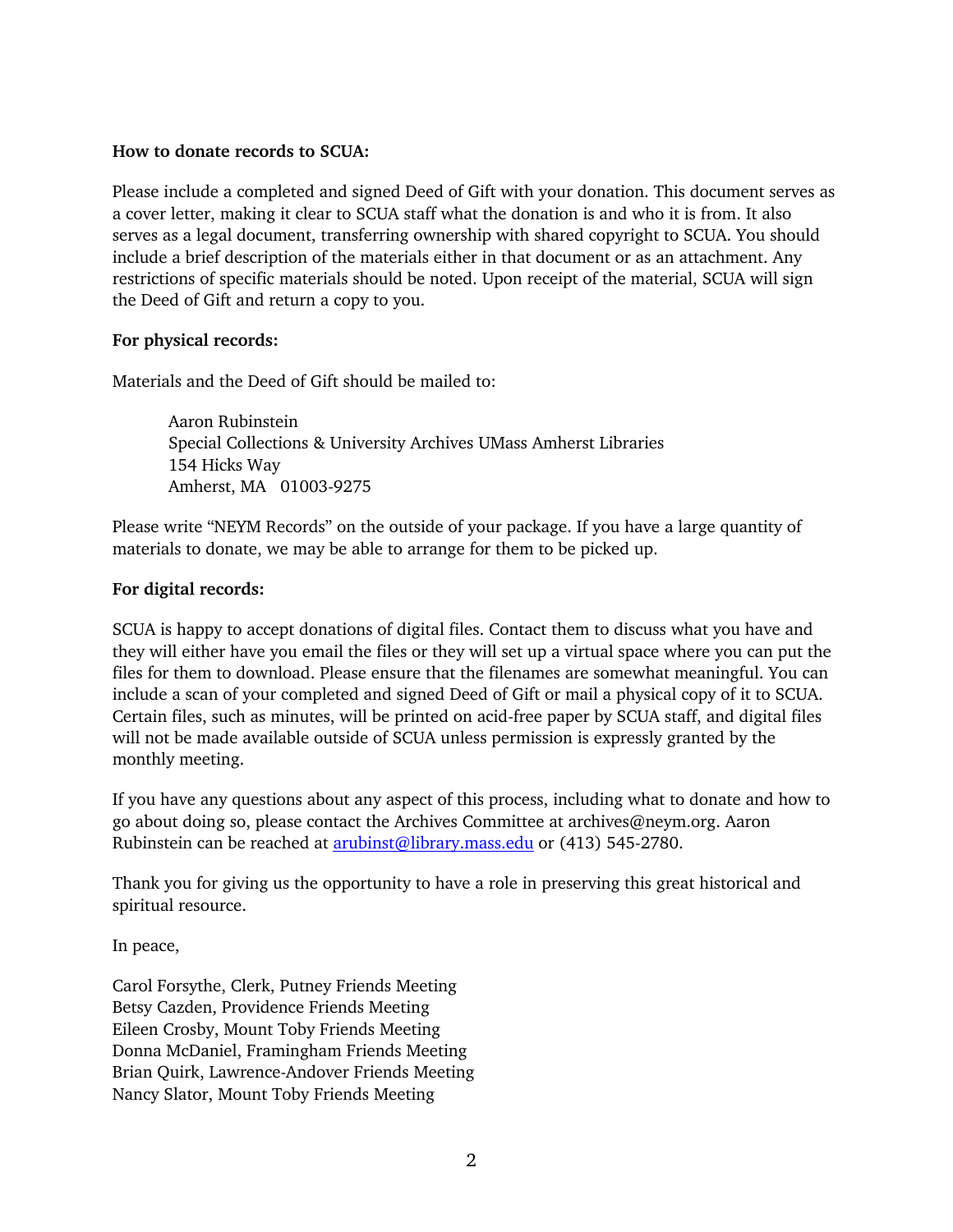**How to donate records to SCUA:**

Please include a completed and signed Deed of Gift with your donation. This document serves as a cover letter, making it clear to SCUA staff what the donation is and who it is from. It also serves as a legal document, transferring ownership with shared copyright to SCUA. You should include a brief description of the materials either in that document or as an attachment. Any restrictions of specific materials should be noted. Upon receipt of the material, SCUA will sign the Deed of Gift and return a copy to you.

**For physical records:**

Materials and the Deed of Gift should be mailed to:

> Aaron Rubinstein
> Special Collections & University Archives UMass Amherst Libraries
> 154 Hicks Way
> Amherst, MA 01003-9275

Please write "NEYM Records" on the outside of your package. If you have a large quantity of materials to donate, we may be able to arrange for them to be picked up.

**For digital records:**

SCUA is happy to accept donations of digital files. Contact them to discuss what you have and they will either have you email the files or they will set up a virtual space where you can put the files for them to download. Please ensure that the filenames are somewhat meaningful. You can include a scan of your completed and signed Deed of Gift or mail a physical copy of it to SCUA. Certain files, such as minutes, will be printed on acid-free paper by SCUA staff, and digital files will not be made available outside of SCUA unless permission is expressly granted by the monthly meeting.

If you have any questions about any aspect of this process, including what to donate and how to go about doing so, please contact the Archives Committee at archives@neym.org. Aaron Rubinstein can be reached at arubinst@library.mass.edu or (413) 545-2780.

Thank you for giving us the opportunity to have a role in preserving this great historical and spiritual resource.

In peace,

Carol Forsythe, Clerk, Putney Friends Meeting
Betsy Cazden, Providence Friends Meeting
Eileen Crosby, Mount Toby Friends Meeting
Donna McDaniel, Framingham Friends Meeting
Brian Quirk, Lawrence-Andover Friends Meeting
Nancy Slator, Mount Toby Friends Meeting